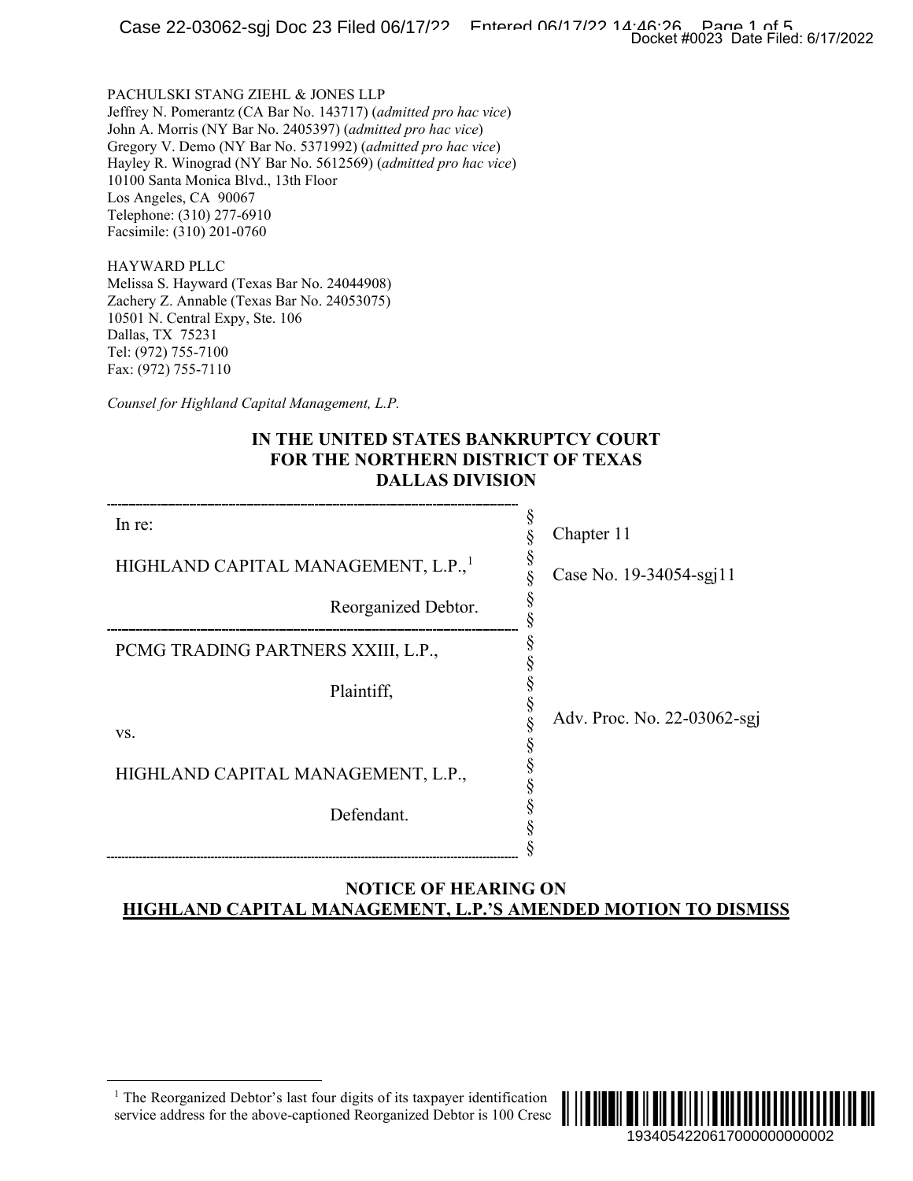PACHULSKI STANG ZIEHL & JONES LLP
Jeffrey N. Pomerantz (CA Bar No. 143717) (*admitted pro hac vice*)
John A. Morris (NY Bar No. 2405397) (*admitted pro hac vice*)
Gregory V. Demo (NY Bar No. 5371992) (*admitted pro hac vice*)
Hayley R. Winograd (NY Bar No. 5612569) (*admitted pro hac vice*)
10100 Santa Monica Blvd., 13th Floor
Los Angeles, CA 90067
Telephone: (310) 277-6910
Facsimile: (310) 201-0760

HAYWARD PLLC
Melissa S. Hayward (Texas Bar No. 24044908)
Zachery Z. Annable (Texas Bar No. 24053075)
10501 N. Central Expy, Ste. 106
Dallas, TX 75231
Tel: (972) 755-7100
Fax: (972) 755-7110

*Counsel for Highland Capital Management, L.P.*

**IN THE UNITED STATES BANKRUPTCY COURT**
**FOR THE NORTHERN DISTRICT OF TEXAS**
**DALLAS DIVISION**

| | | |
|---|---|---|
| In re: | § | Chapter 11 |
| HIGHLAND CAPITAL MANAGEMENT, L.P.,[1] | § | Case No. 19-34054-sgj11 |
| Reorganized Debtor. | § | |
| PCMG TRADING PARTNERS XXIII, L.P., | § | |
| Plaintiff, | § | |
| vs. | § | Adv. Proc. No. 22-03062-sgj |
| HIGHLAND CAPITAL MANAGEMENT, L.P., | § | |
| Defendant. | § | |

**NOTICE OF HEARING ON**
**HIGHLAND CAPITAL MANAGEMENT, L.P.'S AMENDED MOTION TO DISMISS**

[1] The Reorganized Debtor's last four digits of its taxpayer identification service address for the above-captioned Reorganized Debtor is 100 Cresc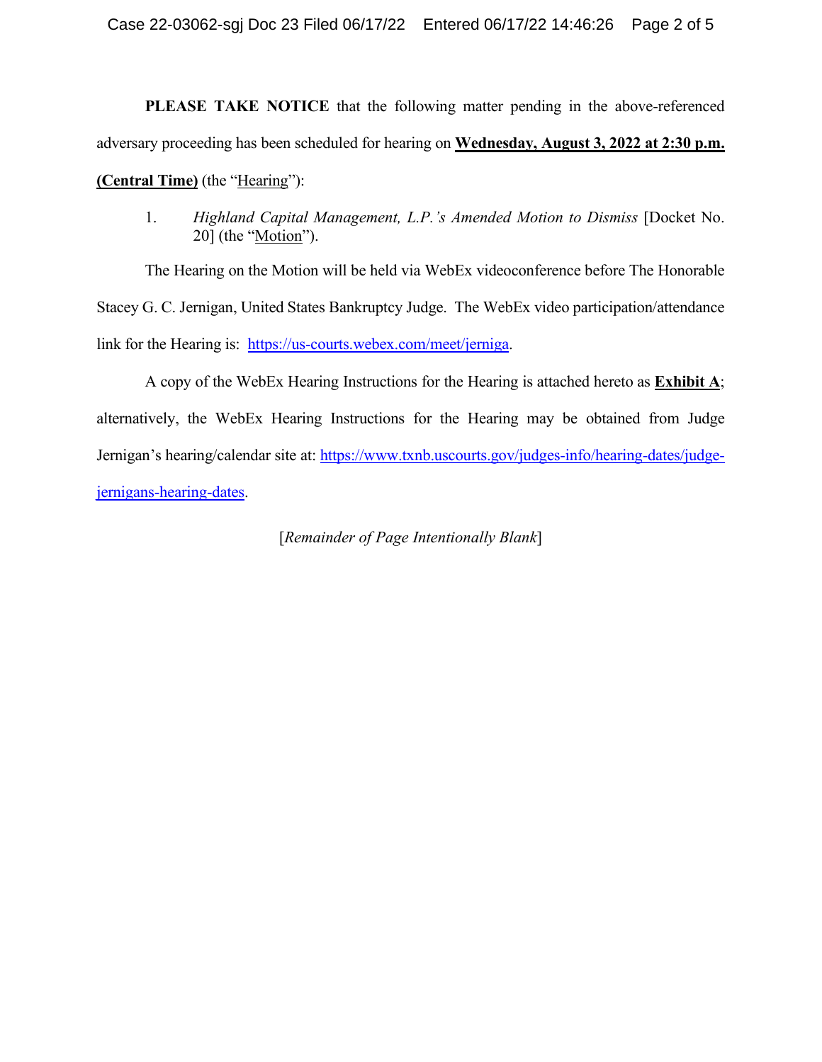**PLEASE TAKE NOTICE** that the following matter pending in the above-referenced adversary proceeding has been scheduled for hearing on **Wednesday, August 3, 2022 at 2:30 p.m. (Central Time)** (the "Hearing"):

1. *Highland Capital Management, L.P.'s Amended Motion to Dismiss* [Docket No. 20] (the "Motion").

The Hearing on the Motion will be held via WebEx videoconference before The Honorable Stacey G. C. Jernigan, United States Bankruptcy Judge. The WebEx video participation/attendance link for the Hearing is: https://us-courts.webex.com/meet/jerniga.

A copy of the WebEx Hearing Instructions for the Hearing is attached hereto as **Exhibit A**; alternatively, the WebEx Hearing Instructions for the Hearing may be obtained from Judge Jernigan's hearing/calendar site at: https://www.txnb.uscourts.gov/judges-info/hearing-dates/judge-jernigans-hearing-dates.

[*Remainder of Page Intentionally Blank*]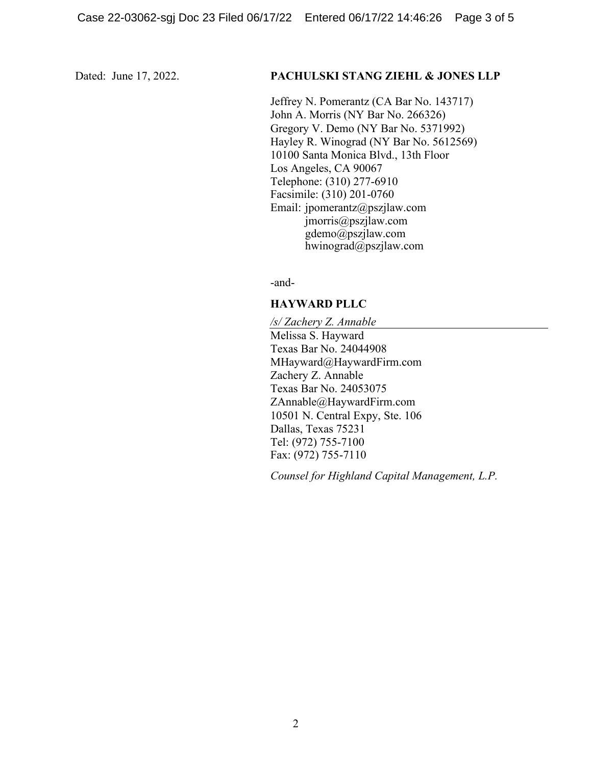Dated: June 17, 2022.

**PACHULSKI STANG ZIEHL & JONES LLP**

Jeffrey N. Pomerantz (CA Bar No. 143717)
John A. Morris (NY Bar No. 266326)
Gregory V. Demo (NY Bar No. 5371992)
Hayley R. Winograd (NY Bar No. 5612569)
10100 Santa Monica Blvd., 13th Floor
Los Angeles, CA 90067
Telephone: (310) 277-6910
Facsimile: (310) 201-0760
Email: jpomerantz@pszjlaw.com
jmorris@pszjlaw.com
gdemo@pszjlaw.com
hwinograd@pszjlaw.com

-and-

**HAYWARD PLLC**

*/s/ Zachery Z. Annable*
Melissa S. Hayward
Texas Bar No. 24044908
MHayward@HaywardFirm.com
Zachery Z. Annable
Texas Bar No. 24053075
ZAnnable@HaywardFirm.com
10501 N. Central Expy, Ste. 106
Dallas, Texas 75231
Tel: (972) 755-7100
Fax: (972) 755-7110

*Counsel for Highland Capital Management, L.P.*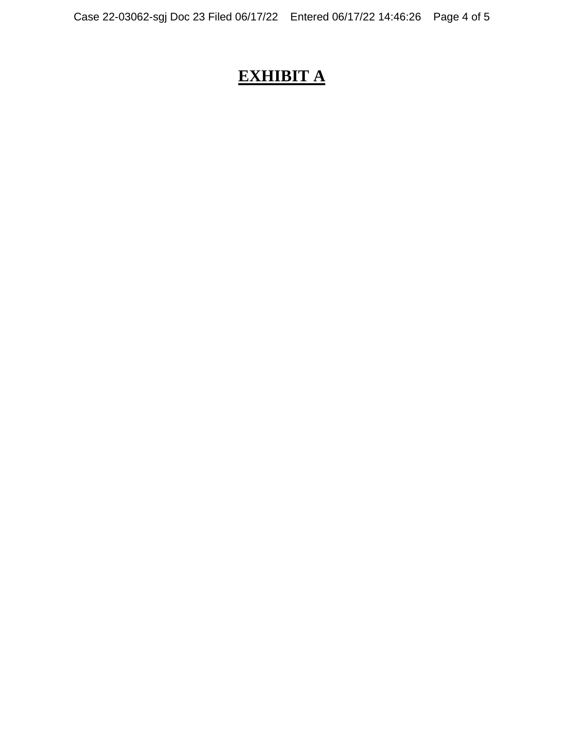# **EXHIBIT A**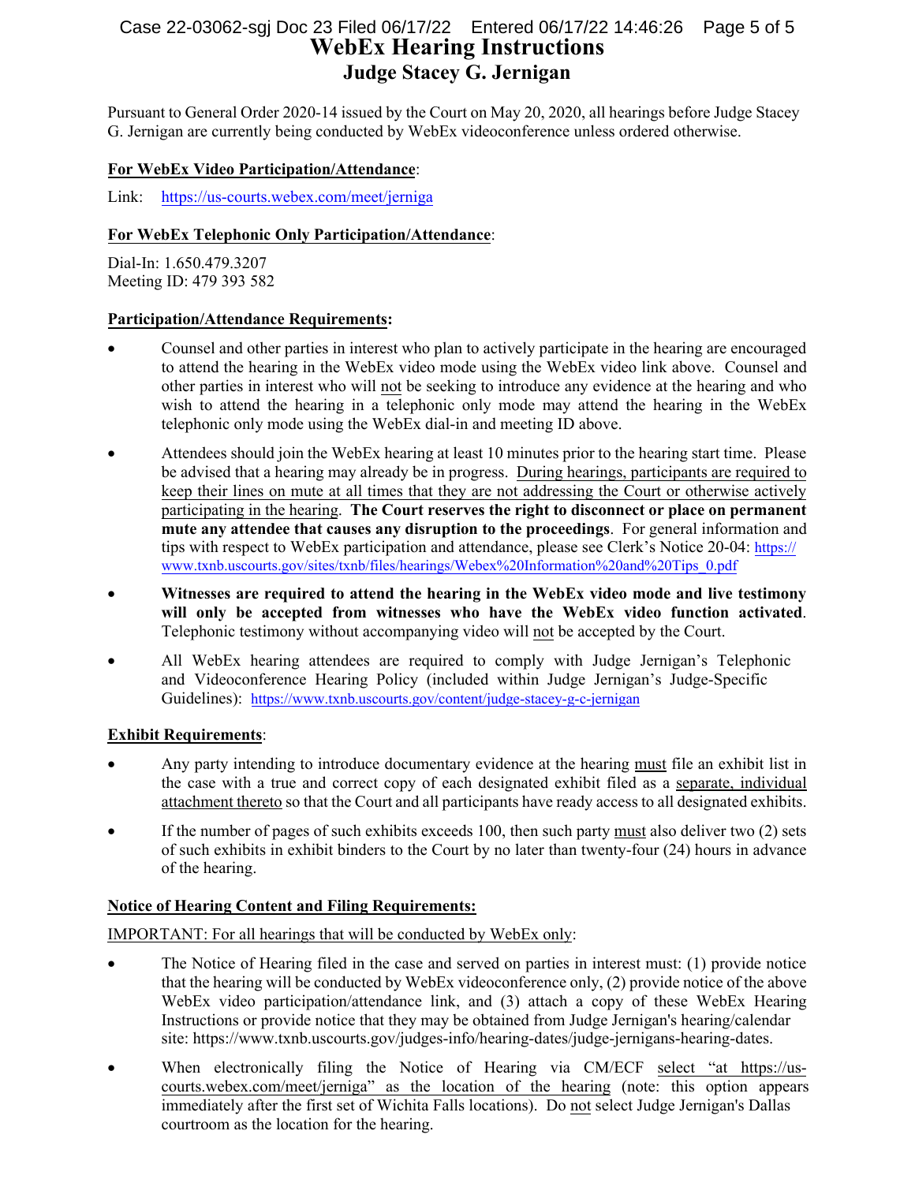# WebEx Hearing Instructions
## Judge Stacey G. Jernigan

Pursuant to General Order 2020-14 issued by the Court on May 20, 2020, all hearings before Judge Stacey G. Jernigan are currently being conducted by WebEx videoconference unless ordered otherwise.

**For WebEx Video Participation/Attendance**:

Link: https://us-courts.webex.com/meet/jerniga

**For WebEx Telephonic Only Participation/Attendance**:

Dial-In: 1.650.479.3207
Meeting ID: 479 393 582

**Participation/Attendance Requirements:**

- Counsel and other parties in interest who plan to actively participate in the hearing are encouraged to attend the hearing in the WebEx video mode using the WebEx video link above. Counsel and other parties in interest who will not be seeking to introduce any evidence at the hearing and who wish to attend the hearing in a telephonic only mode may attend the hearing in the WebEx telephonic only mode using the WebEx dial-in and meeting ID above.
- Attendees should join the WebEx hearing at least 10 minutes prior to the hearing start time. Please be advised that a hearing may already be in progress. During hearings, participants are required to keep their lines on mute at all times that they are not addressing the Court or otherwise actively participating in the hearing. **The Court reserves the right to disconnect or place on permanent mute any attendee that causes any disruption to the proceedings**. For general information and tips with respect to WebEx participation and attendance, please see Clerk's Notice 20-04: https://www.txnb.uscourts.gov/sites/txnb/files/hearings/Webex%20Information%20and%20Tips_0.pdf
- **Witnesses are required to attend the hearing in the WebEx video mode and live testimony will only be accepted from witnesses who have the WebEx video function activated**. Telephonic testimony without accompanying video will not be accepted by the Court.
- All WebEx hearing attendees are required to comply with Judge Jernigan's Telephonic and Videoconference Hearing Policy (included within Judge Jernigan's Judge-Specific Guidelines): https://www.txnb.uscourts.gov/content/judge-stacey-g-c-jernigan

**Exhibit Requirements**:

- Any party intending to introduce documentary evidence at the hearing must file an exhibit list in the case with a true and correct copy of each designated exhibit filed as a separate, individual attachment thereto so that the Court and all participants have ready access to all designated exhibits.
- If the number of pages of such exhibits exceeds 100, then such party must also deliver two (2) sets of such exhibits in exhibit binders to the Court by no later than twenty-four (24) hours in advance of the hearing.

**Notice of Hearing Content and Filing Requirements:**

IMPORTANT: For all hearings that will be conducted by WebEx only:

- The Notice of Hearing filed in the case and served on parties in interest must: (1) provide notice that the hearing will be conducted by WebEx videoconference only, (2) provide notice of the above WebEx video participation/attendance link, and (3) attach a copy of these WebEx Hearing Instructions or provide notice that they may be obtained from Judge Jernigan's hearing/calendar site: https://www.txnb.uscourts.gov/judges-info/hearing-dates/judge-jernigans-hearing-dates.
- When electronically filing the Notice of Hearing via CM/ECF select "at https://us-courts.webex.com/meet/jerniga" as the location of the hearing (note: this option appears immediately after the first set of Wichita Falls locations). Do not select Judge Jernigan's Dallas courtroom as the location for the hearing.